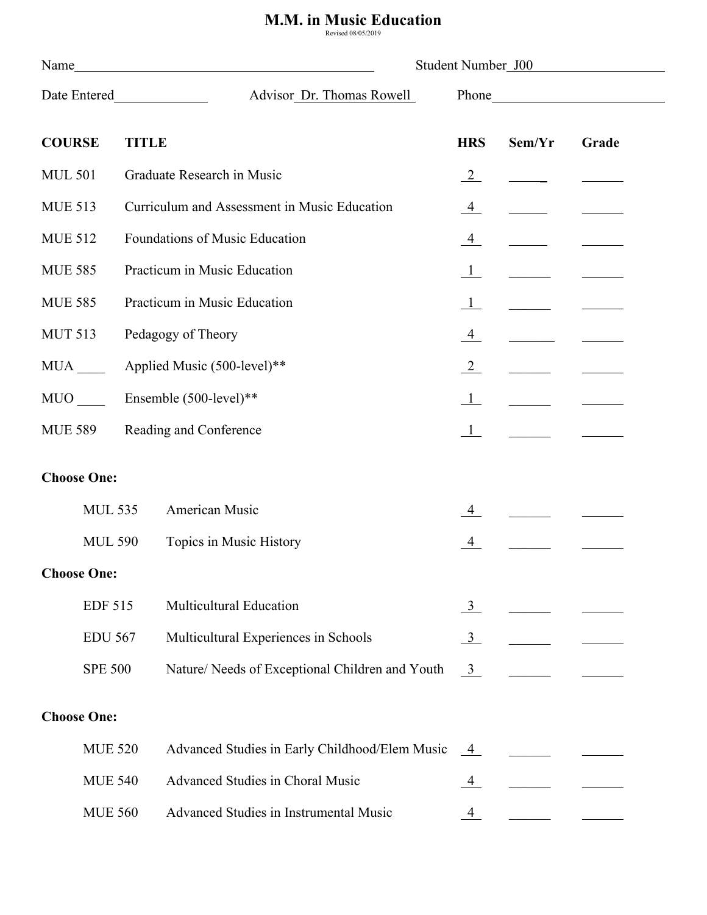# M.M. in Music Education

Revised 08/05/2019

Name________________________________________ Student Number_J00__________________

Date Entered_____________ Advisor_Dr. Thomas Rowell_ Phone________________________

| COURSE | TITLE | HRS | Sem/Yr | Grade |
|---|---|---|---|---|
| MUL 501 | Graduate Research in Music | 2 | ______ | ______ |
| MUE 513 | Curriculum and Assessment in Music Education | 4 | ______ | ______ |
| MUE 512 | Foundations of Music Education | 4 | ______ | ______ |
| MUE 585 | Practicum in Music Education | 1 | ______ | ______ |
| MUE 585 | Practicum in Music Education | 1 | ______ | ______ |
| MUT 513 | Pedagogy of Theory | 4 | ______ | ______ |
| MUA ____ | Applied Music (500-level)** | 2 | ______ | ______ |
| MUO ____ | Ensemble (500-level)** | 1 | ______ | ______ |
| MUE 589 | Reading and Conference | 1 | ______ | ______ |

**Choose One:**

| COURSE | TITLE | HRS | Sem/Yr | Grade |
|---|---|---|---|---|
| MUL 535 | American Music | 4 | ______ | ______ |
| MUL 590 | Topics in Music History | 4 | ______ | ______ |

**Choose One:**

| COURSE | TITLE | HRS | Sem/Yr | Grade |
|---|---|---|---|---|
| EDF 515 | Multicultural Education | 3 | ______ | ______ |
| EDU 567 | Multicultural Experiences in Schools | 3 | ______ | ______ |
| SPE 500 | Nature/ Needs of Exceptional Children and Youth | 3 | ______ | ______ |

**Choose One:**

| COURSE | TITLE | HRS | Sem/Yr | Grade |
|---|---|---|---|---|
| MUE 520 | Advanced Studies in Early Childhood/Elem Music | 4 | ______ | ______ |
| MUE 540 | Advanced Studies in Choral Music | 4 | ______ | ______ |
| MUE 560 | Advanced Studies in Instrumental Music | 4 | ______ | ______ |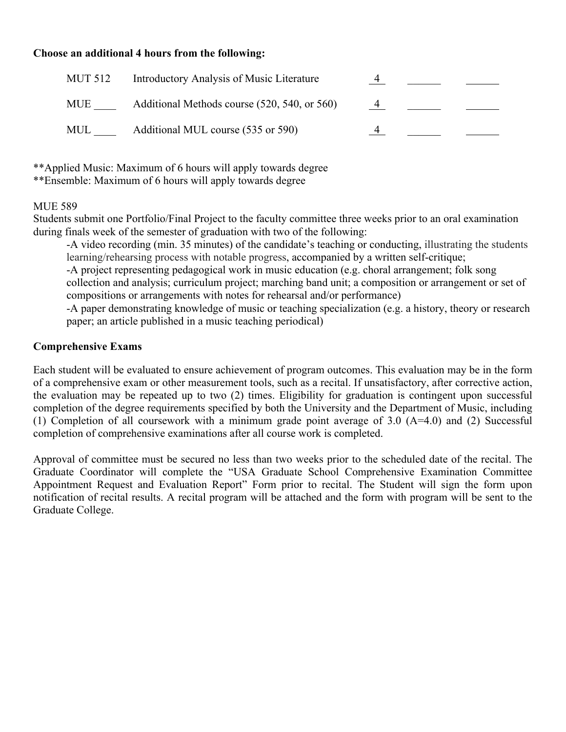**Choose an additional 4 hours from the following:**

| | | | | |
|---|---|---|---|---|
| MUT 512 | Introductory Analysis of Music Literature | 4 | ______ | ______ |
| MUE ____ | Additional Methods course (520, 540, or 560) | 4 | ______ | ______ |
| MUL ____ | Additional MUL course (535 or 590) | 4 | ______ | ______ |

**Applied Music: Maximum of 6 hours will apply towards degree
**Ensemble: Maximum of 6 hours will apply towards degree

MUE 589
Students submit one Portfolio/Final Project to the faculty committee three weeks prior to an oral examination during finals week of the semester of graduation with two of the following:

- A video recording (min. 35 minutes) of the candidate's teaching or conducting, illustrating the students learning/rehearsing process with notable progress, accompanied by a written self-critique;
- A project representing pedagogical work in music education (e.g. choral arrangement; folk song collection and analysis; curriculum project; marching band unit; a composition or arrangement or set of compositions or arrangements with notes for rehearsal and/or performance)
- A paper demonstrating knowledge of music or teaching specialization (e.g. a history, theory or research paper; an article published in a music teaching periodical)

**Comprehensive Exams**

Each student will be evaluated to ensure achievement of program outcomes. This evaluation may be in the form of a comprehensive exam or other measurement tools, such as a recital. If unsatisfactory, after corrective action, the evaluation may be repeated up to two (2) times. Eligibility for graduation is contingent upon successful completion of the degree requirements specified by both the University and the Department of Music, including (1) Completion of all coursework with a minimum grade point average of 3.0 (A=4.0) and (2) Successful completion of comprehensive examinations after all course work is completed.

Approval of committee must be secured no less than two weeks prior to the scheduled date of the recital. The Graduate Coordinator will complete the "USA Graduate School Comprehensive Examination Committee Appointment Request and Evaluation Report" Form prior to recital. The Student will sign the form upon notification of recital results. A recital program will be attached and the form with program will be sent to the Graduate College.